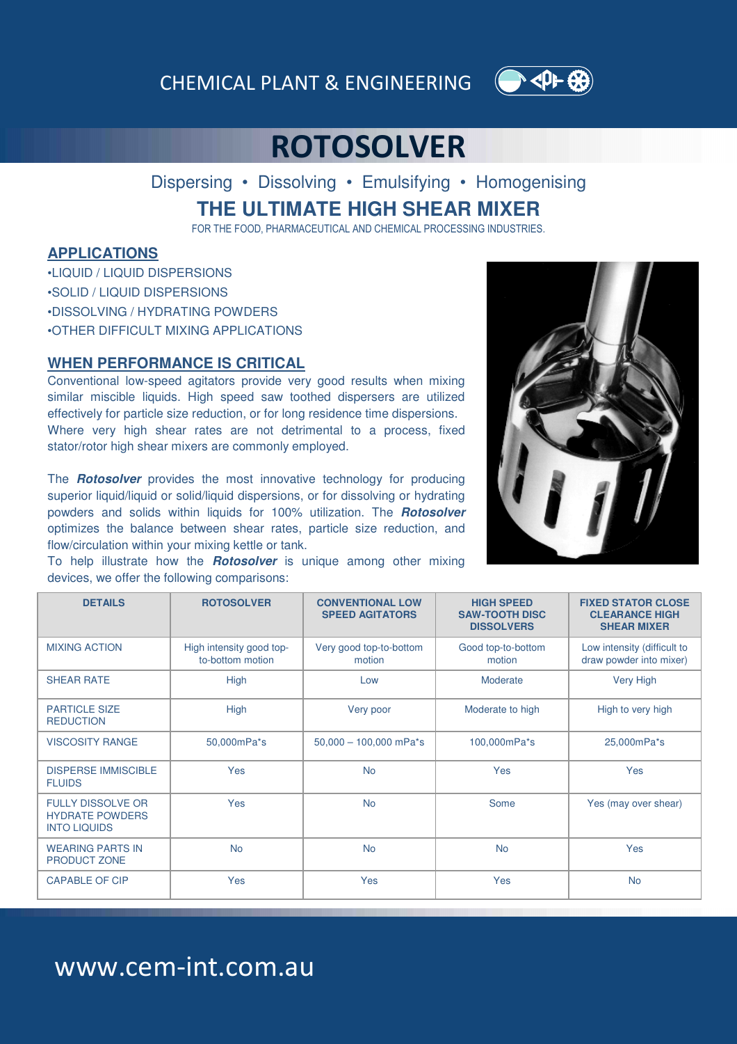CHEMICAL PLANT & ENGINEERING

# ROTOSOLVER

Dispersing • Dissolving • Emulsifying • Homogenising

## THE ULTIMATE HIGH SHEAR MIXER

FOR THE FOOD, PHARMACEUTICAL AND CHEMICAL PROCESSING INDUSTRIES.

### APPLICATIONS

•LIQUID / LIQUID DISPERSIONS
•SOLID / LIQUID DISPERSIONS
•DISSOLVING / HYDRATING POWDERS
•OTHER DIFFICULT MIXING APPLICATIONS

### WHEN PERFORMANCE IS CRITICAL

Conventional low-speed agitators provide very good results when mixing similar miscible liquids. High speed saw toothed dispersers are utilized effectively for particle size reduction, or for long residence time dispersions. Where very high shear rates are not detrimental to a process, fixed stator/rotor high shear mixers are commonly employed.

The ***Rotosolver*** provides the most innovative technology for producing superior liquid/liquid or solid/liquid dispersions, or for dissolving or hydrating powders and solids within liquids for 100% utilization. The ***Rotosolver*** optimizes the balance between shear rates, particle size reduction, and flow/circulation within your mixing kettle or tank.

To help illustrate how the ***Rotosolver*** is unique among other mixing devices, we offer the following comparisons:

| DETAILS | ROTOSOLVER | CONVENTIONAL LOW SPEED AGITATORS | HIGH SPEED SAW-TOOTH DISC DISSOLVERS | FIXED STATOR CLOSE CLEARANCE HIGH SHEAR MIXER |
|---|---|---|---|---|
| MIXING ACTION | High intensity good top-to-bottom motion | Very good top-to-bottom motion | Good top-to-bottom motion | Low intensity (difficult to draw powder into mixer) |
| SHEAR RATE | High | Low | Moderate | Very High |
| PARTICLE SIZE REDUCTION | High | Very poor | Moderate to high | High to very high |
| VISCOSITY RANGE | 50,000mPa*s | 50,000 – 100,000 mPa*s | 100,000mPa*s | 25,000mPa*s |
| DISPERSE IMMISCIBLE FLUIDS | Yes | No | Yes | Yes |
| FULLY DISSOLVE OR HYDRATE POWDERS INTO LIQUIDS | Yes | No | Some | Yes (may over shear) |
| WEARING PARTS IN PRODUCT ZONE | No | No | No | Yes |
| CAPABLE OF CIP | Yes | Yes | Yes | No |

www.cem-int.com.au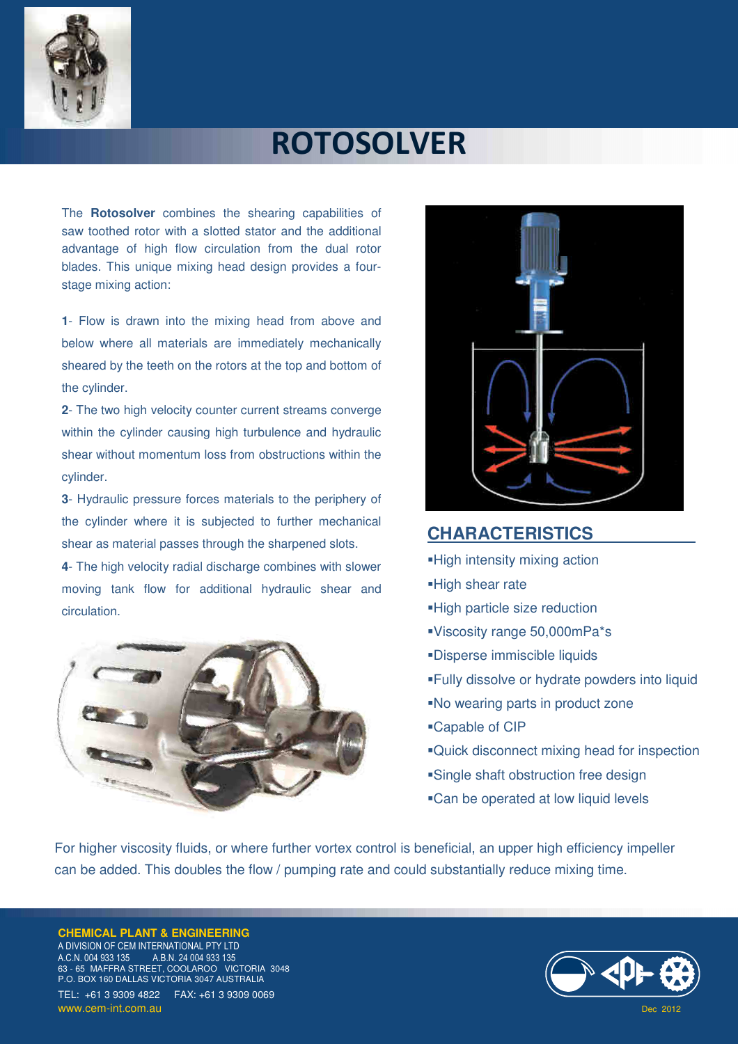# ROTOSOLVER

The **Rotosolver** combines the shearing capabilities of saw toothed rotor with a slotted stator and the additional advantage of high flow circulation from the dual rotor blades. This unique mixing head design provides a four-stage mixing action:

**1**- Flow is drawn into the mixing head from above and below where all materials are immediately mechanically sheared by the teeth on the rotors at the top and bottom of the cylinder.

**2**- The two high velocity counter current streams converge within the cylinder causing high turbulence and hydraulic shear without momentum loss from obstructions within the cylinder.

**3**- Hydraulic pressure forces materials to the periphery of the cylinder where it is subjected to further mechanical shear as material passes through the sharpened slots.

**4**- The high velocity radial discharge combines with slower moving tank flow for additional hydraulic shear and circulation.

## CHARACTERISTICS

- High intensity mixing action
- High shear rate
- High particle size reduction
- Viscosity range 50,000mPa*s
- Disperse immiscible liquids
- Fully dissolve or hydrate powders into liquid
- No wearing parts in product zone
- Capable of CIP
- Quick disconnect mixing head for inspection
- Single shaft obstruction free design
- Can be operated at low liquid levels

For higher viscosity fluids, or where further vortex control is beneficial, an upper high efficiency impeller can be added. This doubles the flow / pumping rate and could substantially reduce mixing time.

**CHEMICAL PLANT & ENGINEERING**
A DIVISION OF CEM INTERNATIONAL PTY LTD
A.C.N. 004 933 135 A.B.N. 24 004 933 135
63 - 65 MAFFRA STREET, COOLAROO VICTORIA 3048
P.O. BOX 160 DALLAS VICTORIA 3047 AUSTRALIA
TEL: +61 3 9309 4822 FAX: +61 3 9309 0069
www.cem-int.com.au

Dec 2012